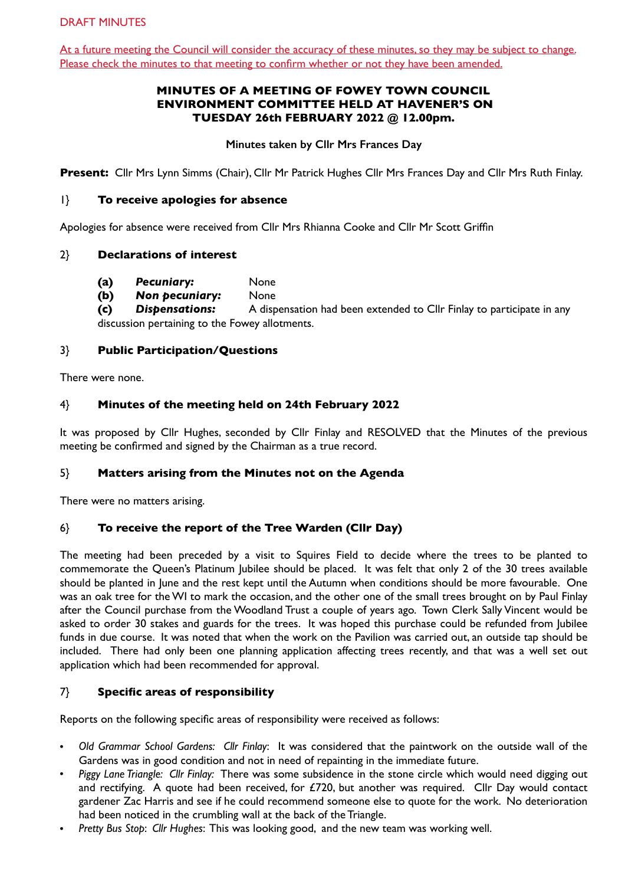DRAFT MINUTES

At a future meeting the Council will consider the accuracy of these minutes, so they may be subject to change. Please check the minutes to that meeting to confirm whether or not they have been amended.

**MINUTES OF A MEETING OF FOWEY TOWN COUNCIL ENVIRONMENT COMMITTEE HELD AT HAVENER'S ON TUESDAY 26th FEBRUARY 2022 @ 12.00pm.**

Minutes taken by Cllr Mrs Frances Day

**Present:** Cllr Mrs Lynn Simms (Chair), Cllr Mr Patrick Hughes Cllr Mrs Frances Day and Cllr Mrs Ruth Finlay.

## 1} To receive apologies for absence

Apologies for absence were received from Cllr Mrs Rhianna Cooke and Cllr Mr Scott Griffin

## 2} Declarations of interest

**(a)** ***Pecuniary:*** None

**(b)** ***Non pecuniary:*** None

**(c)** ***Dispensations:*** A dispensation had been extended to Cllr Finlay to participate in any discussion pertaining to the Fowey allotments.

## 3} Public Participation/Questions

There were none.

## 4} Minutes of the meeting held on 24th February 2022

It was proposed by Cllr Hughes, seconded by Cllr Finlay and RESOLVED that the Minutes of the previous meeting be confirmed and signed by the Chairman as a true record.

## 5} Matters arising from the Minutes not on the Agenda

There were no matters arising.

## 6} To receive the report of the Tree Warden (Cllr Day)

The meeting had been preceded by a visit to Squires Field to decide where the trees to be planted to commemorate the Queen's Platinum Jubilee should be placed. It was felt that only 2 of the 30 trees available should be planted in June and the rest kept until the Autumn when conditions should be more favourable. One was an oak tree for the WI to mark the occasion, and the other one of the small trees brought on by Paul Finlay after the Council purchase from the Woodland Trust a couple of years ago. Town Clerk Sally Vincent would be asked to order 30 stakes and guards for the trees. It was hoped this purchase could be refunded from Jubilee funds in due course. It was noted that when the work on the Pavilion was carried out, an outside tap should be included. There had only been one planning application affecting trees recently, and that was a well set out application which had been recommended for approval.

## 7} Specific areas of responsibility

Reports on the following specific areas of responsibility were received as follows:

- *Old Grammar School Gardens: Cllr Finlay*: It was considered that the paintwork on the outside wall of the Gardens was in good condition and not in need of repainting in the immediate future.
- *Piggy Lane Triangle: Cllr Finlay:* There was some subsidence in the stone circle which would need digging out and rectifying. A quote had been received, for £720, but another was required. Cllr Day would contact gardener Zac Harris and see if he could recommend someone else to quote for the work. No deterioration had been noticed in the crumbling wall at the back of the Triangle.
- *Pretty Bus Stop*: *Cllr Hughes*: This was looking good, and the new team was working well.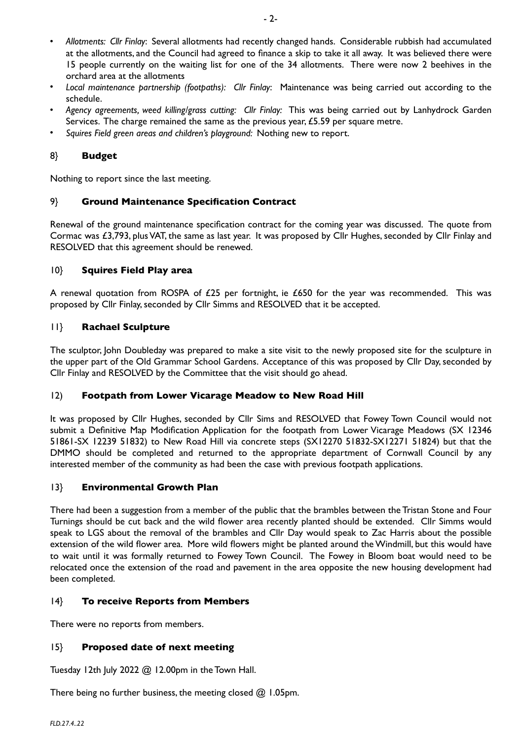- *Allotments: Cllr Finlay*: Several allotments had recently changed hands. Considerable rubbish had accumulated at the allotments, and the Council had agreed to finance a skip to take it all away. It was believed there were 15 people currently on the waiting list for one of the 34 allotments. There were now 2 beehives in the orchard area at the allotments
- *Local maintenance partnership (footpaths): Cllr Finlay*: Maintenance was being carried out according to the schedule.
- *Agency agreements, weed killing/grass cutting: Cllr Finlay:* This was being carried out by Lanhydrock Garden Services. The charge remained the same as the previous year, £5.59 per square metre.
- *Squires Field green areas and children's playground:* Nothing new to report.

## 8} **Budget**

Nothing to report since the last meeting.

## 9} **Ground Maintenance Specification Contract**

Renewal of the ground maintenance specification contract for the coming year was discussed. The quote from Cormac was £3,793, plus VAT, the same as last year. It was proposed by Cllr Hughes, seconded by Cllr Finlay and RESOLVED that this agreement should be renewed.

## 10} **Squires Field Play area**

A renewal quotation from ROSPA of £25 per fortnight, ie £650 for the year was recommended. This was proposed by Cllr Finlay, seconded by Cllr Simms and RESOLVED that it be accepted.

## 11} **Rachael Sculpture**

The sculptor, John Doubleday was prepared to make a site visit to the newly proposed site for the sculpture in the upper part of the Old Grammar School Gardens. Acceptance of this was proposed by Cllr Day, seconded by Cllr Finlay and RESOLVED by the Committee that the visit should go ahead.

## 12) **Footpath from Lower Vicarage Meadow to New Road Hill**

It was proposed by Cllr Hughes, seconded by Cllr Sims and RESOLVED that Fowey Town Council would not submit a Definitive Map Modification Application for the footpath from Lower Vicarage Meadows (SX 12346 51861-SX 12239 51832) to New Road Hill via concrete steps (SX12270 51832-SX12271 51824) but that the DMMO should be completed and returned to the appropriate department of Cornwall Council by any interested member of the community as had been the case with previous footpath applications.

## 13} **Environmental Growth Plan**

There had been a suggestion from a member of the public that the brambles between the Tristan Stone and Four Turnings should be cut back and the wild flower area recently planted should be extended. Cllr Simms would speak to LGS about the removal of the brambles and Cllr Day would speak to Zac Harris about the possible extension of the wild flower area. More wild flowers might be planted around the Windmill, but this would have to wait until it was formally returned to Fowey Town Council. The Fowey in Bloom boat would need to be relocated once the extension of the road and pavement in the area opposite the new housing development had been completed.

## 14} **To receive Reports from Members**

There were no reports from members.

## 15} **Proposed date of next meeting**

Tuesday 12th July 2022 @ 12.00pm in the Town Hall.

There being no further business, the meeting closed @ 1.05pm.

*FLD.27.4..22*